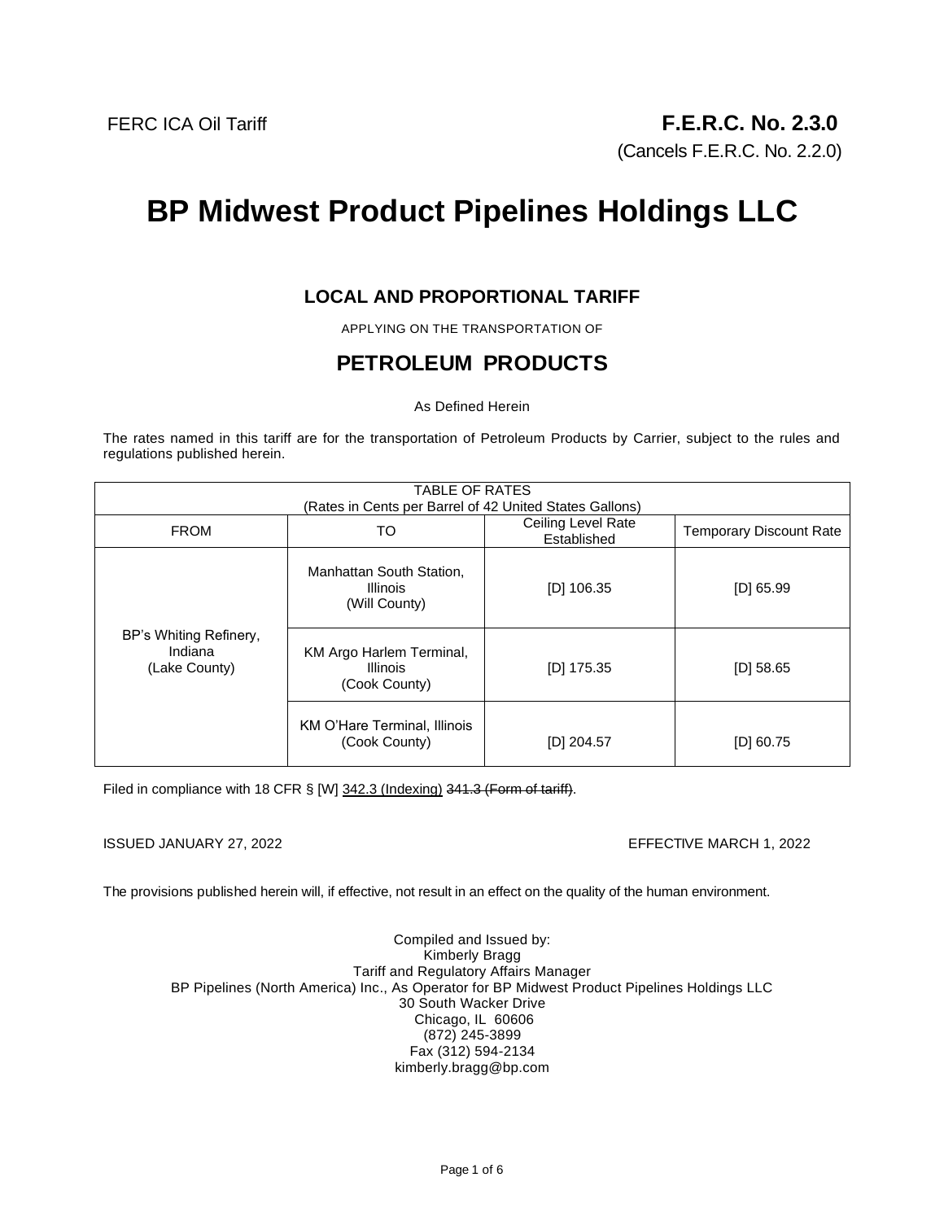FERC ICA Oil Tariff

**F.E.R.C. No. 2.3.0**

(Cancels F.E.R.C. No. 2.2.0)

# BP Midwest Product Pipelines Holdings LLC

## LOCAL AND PROPORTIONAL TARIFF

APPLYING ON THE TRANSPORTATION OF

## PETROLEUM PRODUCTS

As Defined Herein

The rates named in this tariff are for the transportation of Petroleum Products by Carrier, subject to the rules and regulations published herein.

| TABLE OF RATES (Rates in Cents per Barrel of 42 United States Gallons) | | | |
|---|---|---|---|
| FROM | TO | Ceiling Level Rate Established | Temporary Discount Rate |
| BP's Whiting Refinery, Indiana (Lake County) | Manhattan South Station, Illinois (Will County) | [D] 106.35 | [D] 65.99 |
| | KM Argo Harlem Terminal, Illinois (Cook County) | [D] 175.35 | [D] 58.65 |
| | KM O'Hare Terminal, Illinois (Cook County) | [D] 204.57 | [D] 60.75 |

Filed in compliance with 18 CFR § [W] <u>342.3 (Indexing)</u> ~~341.3 (Form of tariff)~~.

ISSUED JANUARY 27, 2022

EFFECTIVE MARCH 1, 2022

The provisions published herein will, if effective, not result in an effect on the quality of the human environment.

Compiled and Issued by:
Kimberly Bragg
Tariff and Regulatory Affairs Manager
BP Pipelines (North America) Inc., As Operator for BP Midwest Product Pipelines Holdings LLC
30 South Wacker Drive
Chicago, IL 60606
(872) 245-3899
Fax (312) 594-2134
kimberly.bragg@bp.com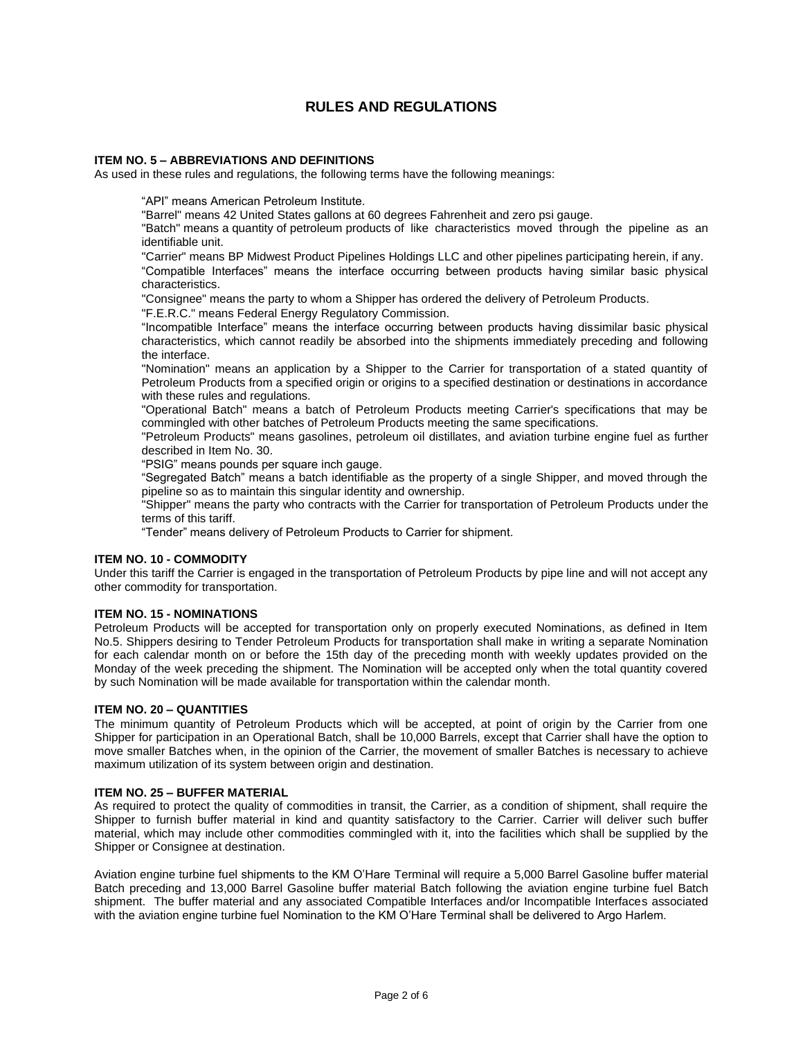# RULES AND REGULATIONS

**ITEM NO. 5 – ABBREVIATIONS AND DEFINITIONS**

As used in these rules and regulations, the following terms have the following meanings:

"API" means American Petroleum Institute.

"Barrel" means 42 United States gallons at 60 degrees Fahrenheit and zero psi gauge.

"Batch" means a quantity of petroleum products of like characteristics moved through the pipeline as an identifiable unit.

"Carrier" means BP Midwest Product Pipelines Holdings LLC and other pipelines participating herein, if any.

"Compatible Interfaces" means the interface occurring between products having similar basic physical characteristics.

"Consignee" means the party to whom a Shipper has ordered the delivery of Petroleum Products.

"F.E.R.C." means Federal Energy Regulatory Commission.

"Incompatible Interface" means the interface occurring between products having dissimilar basic physical characteristics, which cannot readily be absorbed into the shipments immediately preceding and following the interface.

"Nomination" means an application by a Shipper to the Carrier for transportation of a stated quantity of Petroleum Products from a specified origin or origins to a specified destination or destinations in accordance with these rules and regulations.

"Operational Batch" means a batch of Petroleum Products meeting Carrier's specifications that may be commingled with other batches of Petroleum Products meeting the same specifications.

"Petroleum Products" means gasolines, petroleum oil distillates, and aviation turbine engine fuel as further described in Item No. 30.

"PSIG" means pounds per square inch gauge.

"Segregated Batch" means a batch identifiable as the property of a single Shipper, and moved through the pipeline so as to maintain this singular identity and ownership.

"Shipper" means the party who contracts with the Carrier for transportation of Petroleum Products under the terms of this tariff.

"Tender" means delivery of Petroleum Products to Carrier for shipment.

**ITEM NO. 10 - COMMODITY**

Under this tariff the Carrier is engaged in the transportation of Petroleum Products by pipe line and will not accept any other commodity for transportation.

**ITEM NO. 15 - NOMINATIONS**

Petroleum Products will be accepted for transportation only on properly executed Nominations, as defined in Item No.5. Shippers desiring to Tender Petroleum Products for transportation shall make in writing a separate Nomination for each calendar month on or before the 15th day of the preceding month with weekly updates provided on the Monday of the week preceding the shipment. The Nomination will be accepted only when the total quantity covered by such Nomination will be made available for transportation within the calendar month.

**ITEM NO. 20 – QUANTITIES**

The minimum quantity of Petroleum Products which will be accepted, at point of origin by the Carrier from one Shipper for participation in an Operational Batch, shall be 10,000 Barrels, except that Carrier shall have the option to move smaller Batches when, in the opinion of the Carrier, the movement of smaller Batches is necessary to achieve maximum utilization of its system between origin and destination.

**ITEM NO. 25 – BUFFER MATERIAL**

As required to protect the quality of commodities in transit, the Carrier, as a condition of shipment, shall require the Shipper to furnish buffer material in kind and quantity satisfactory to the Carrier. Carrier will deliver such buffer material, which may include other commodities commingled with it, into the facilities which shall be supplied by the Shipper or Consignee at destination.

Aviation engine turbine fuel shipments to the KM O'Hare Terminal will require a 5,000 Barrel Gasoline buffer material Batch preceding and 13,000 Barrel Gasoline buffer material Batch following the aviation engine turbine fuel Batch shipment. The buffer material and any associated Compatible Interfaces and/or Incompatible Interfaces associated with the aviation engine turbine fuel Nomination to the KM O'Hare Terminal shall be delivered to Argo Harlem.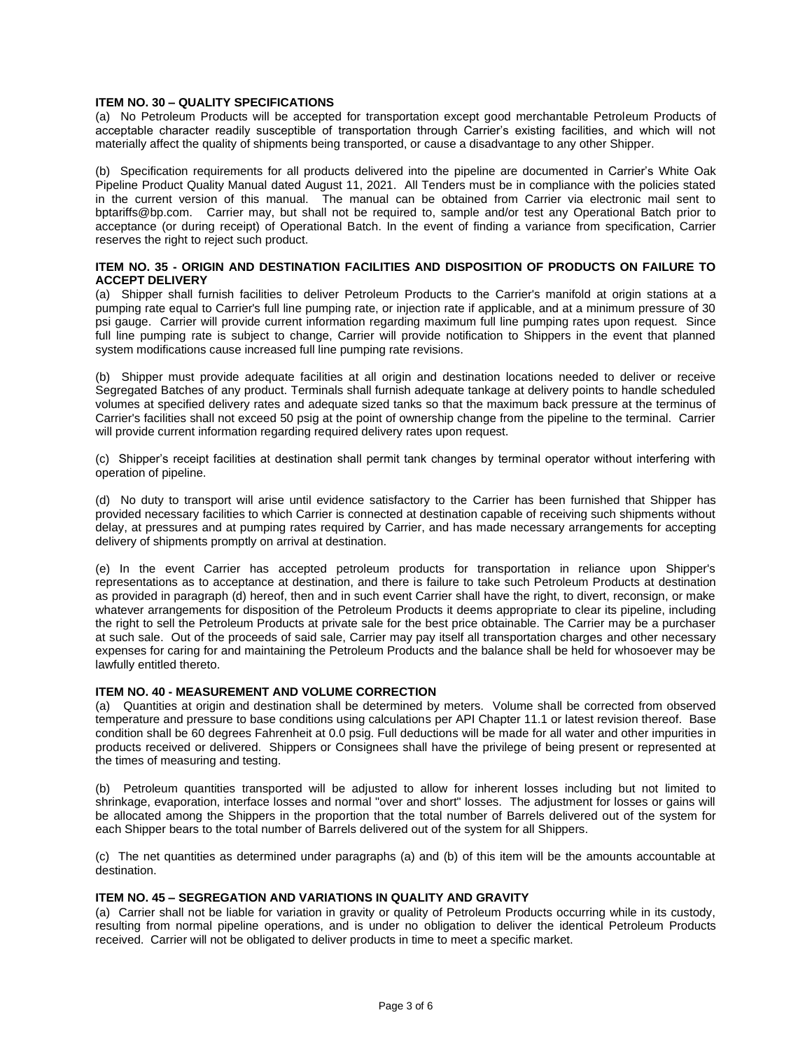**ITEM NO. 30 – QUALITY SPECIFICATIONS**

(a) No Petroleum Products will be accepted for transportation except good merchantable Petroleum Products of acceptable character readily susceptible of transportation through Carrier's existing facilities, and which will not materially affect the quality of shipments being transported, or cause a disadvantage to any other Shipper.

(b) Specification requirements for all products delivered into the pipeline are documented in Carrier's White Oak Pipeline Product Quality Manual dated August 11, 2021. All Tenders must be in compliance with the policies stated in the current version of this manual. The manual can be obtained from Carrier via electronic mail sent to bptariffs@bp.com. Carrier may, but shall not be required to, sample and/or test any Operational Batch prior to acceptance (or during receipt) of Operational Batch. In the event of finding a variance from specification, Carrier reserves the right to reject such product.

**ITEM NO. 35 - ORIGIN AND DESTINATION FACILITIES AND DISPOSITION OF PRODUCTS ON FAILURE TO ACCEPT DELIVERY**

(a) Shipper shall furnish facilities to deliver Petroleum Products to the Carrier's manifold at origin stations at a pumping rate equal to Carrier's full line pumping rate, or injection rate if applicable, and at a minimum pressure of 30 psi gauge. Carrier will provide current information regarding maximum full line pumping rates upon request. Since full line pumping rate is subject to change, Carrier will provide notification to Shippers in the event that planned system modifications cause increased full line pumping rate revisions.

(b) Shipper must provide adequate facilities at all origin and destination locations needed to deliver or receive Segregated Batches of any product. Terminals shall furnish adequate tankage at delivery points to handle scheduled volumes at specified delivery rates and adequate sized tanks so that the maximum back pressure at the terminus of Carrier's facilities shall not exceed 50 psig at the point of ownership change from the pipeline to the terminal. Carrier will provide current information regarding required delivery rates upon request.

(c) Shipper's receipt facilities at destination shall permit tank changes by terminal operator without interfering with operation of pipeline.

(d) No duty to transport will arise until evidence satisfactory to the Carrier has been furnished that Shipper has provided necessary facilities to which Carrier is connected at destination capable of receiving such shipments without delay, at pressures and at pumping rates required by Carrier, and has made necessary arrangements for accepting delivery of shipments promptly on arrival at destination.

(e) In the event Carrier has accepted petroleum products for transportation in reliance upon Shipper's representations as to acceptance at destination, and there is failure to take such Petroleum Products at destination as provided in paragraph (d) hereof, then and in such event Carrier shall have the right, to divert, reconsign, or make whatever arrangements for disposition of the Petroleum Products it deems appropriate to clear its pipeline, including the right to sell the Petroleum Products at private sale for the best price obtainable. The Carrier may be a purchaser at such sale. Out of the proceeds of said sale, Carrier may pay itself all transportation charges and other necessary expenses for caring for and maintaining the Petroleum Products and the balance shall be held for whosoever may be lawfully entitled thereto.

**ITEM NO. 40 - MEASUREMENT AND VOLUME CORRECTION**

(a) Quantities at origin and destination shall be determined by meters. Volume shall be corrected from observed temperature and pressure to base conditions using calculations per API Chapter 11.1 or latest revision thereof. Base condition shall be 60 degrees Fahrenheit at 0.0 psig. Full deductions will be made for all water and other impurities in products received or delivered. Shippers or Consignees shall have the privilege of being present or represented at the times of measuring and testing.

(b) Petroleum quantities transported will be adjusted to allow for inherent losses including but not limited to shrinkage, evaporation, interface losses and normal "over and short" losses. The adjustment for losses or gains will be allocated among the Shippers in the proportion that the total number of Barrels delivered out of the system for each Shipper bears to the total number of Barrels delivered out of the system for all Shippers.

(c) The net quantities as determined under paragraphs (a) and (b) of this item will be the amounts accountable at destination.

**ITEM NO. 45 – SEGREGATION AND VARIATIONS IN QUALITY AND GRAVITY**

(a) Carrier shall not be liable for variation in gravity or quality of Petroleum Products occurring while in its custody, resulting from normal pipeline operations, and is under no obligation to deliver the identical Petroleum Products received. Carrier will not be obligated to deliver products in time to meet a specific market.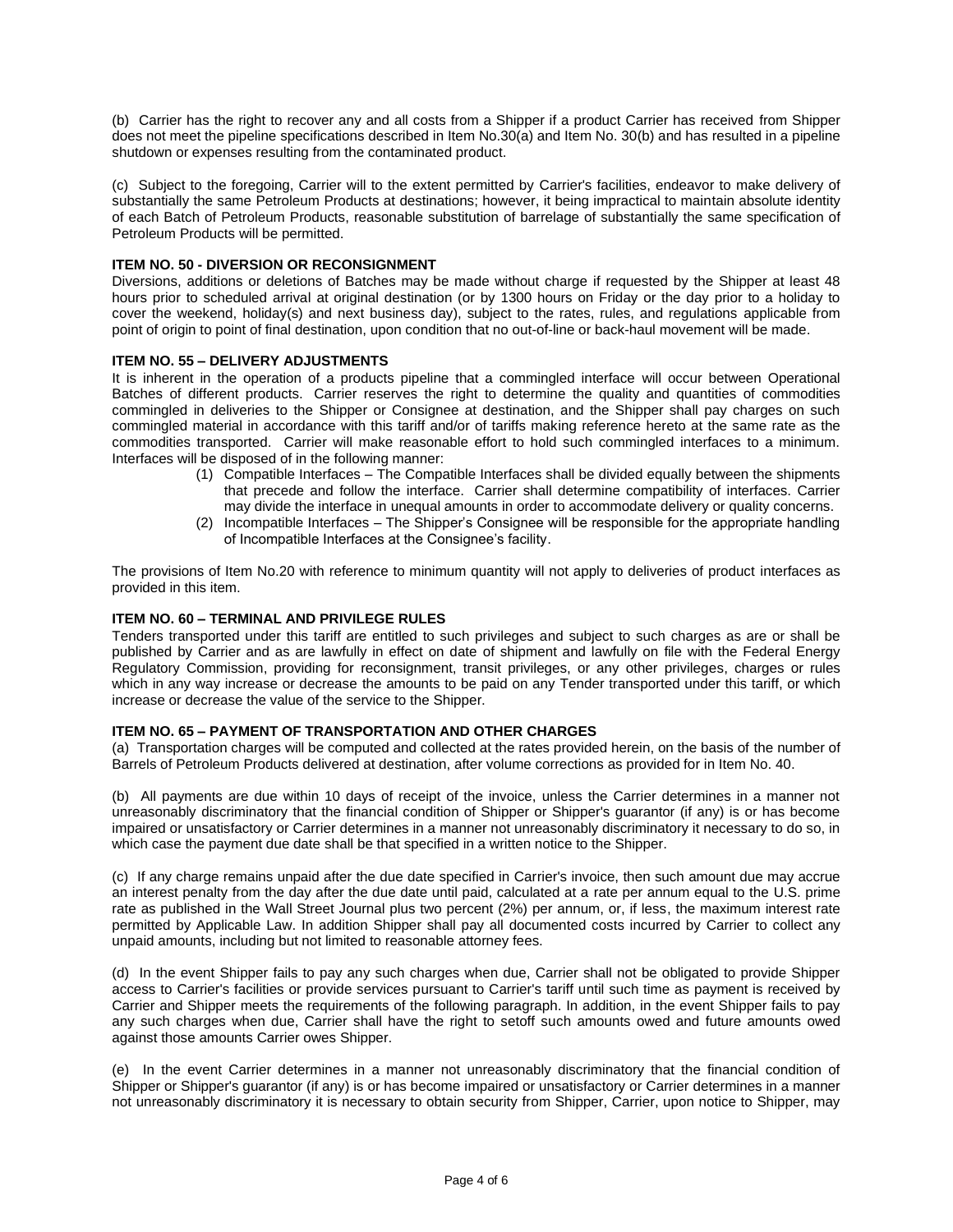(b) Carrier has the right to recover any and all costs from a Shipper if a product Carrier has received from Shipper does not meet the pipeline specifications described in Item No.30(a) and Item No. 30(b) and has resulted in a pipeline shutdown or expenses resulting from the contaminated product.

(c) Subject to the foregoing, Carrier will to the extent permitted by Carrier's facilities, endeavor to make delivery of substantially the same Petroleum Products at destinations; however, it being impractical to maintain absolute identity of each Batch of Petroleum Products, reasonable substitution of barrelage of substantially the same specification of Petroleum Products will be permitted.

**ITEM NO. 50 - DIVERSION OR RECONSIGNMENT**

Diversions, additions or deletions of Batches may be made without charge if requested by the Shipper at least 48 hours prior to scheduled arrival at original destination (or by 1300 hours on Friday or the day prior to a holiday to cover the weekend, holiday(s) and next business day), subject to the rates, rules, and regulations applicable from point of origin to point of final destination, upon condition that no out-of-line or back-haul movement will be made.

**ITEM NO. 55 – DELIVERY ADJUSTMENTS**

It is inherent in the operation of a products pipeline that a commingled interface will occur between Operational Batches of different products. Carrier reserves the right to determine the quality and quantities of commodities commingled in deliveries to the Shipper or Consignee at destination, and the Shipper shall pay charges on such commingled material in accordance with this tariff and/or of tariffs making reference hereto at the same rate as the commodities transported. Carrier will make reasonable effort to hold such commingled interfaces to a minimum. Interfaces will be disposed of in the following manner:

(1) Compatible Interfaces – The Compatible Interfaces shall be divided equally between the shipments that precede and follow the interface. Carrier shall determine compatibility of interfaces. Carrier may divide the interface in unequal amounts in order to accommodate delivery or quality concerns.

(2) Incompatible Interfaces – The Shipper's Consignee will be responsible for the appropriate handling of Incompatible Interfaces at the Consignee's facility.

The provisions of Item No.20 with reference to minimum quantity will not apply to deliveries of product interfaces as provided in this item.

**ITEM NO. 60 – TERMINAL AND PRIVILEGE RULES**

Tenders transported under this tariff are entitled to such privileges and subject to such charges as are or shall be published by Carrier and as are lawfully in effect on date of shipment and lawfully on file with the Federal Energy Regulatory Commission, providing for reconsignment, transit privileges, or any other privileges, charges or rules which in any way increase or decrease the amounts to be paid on any Tender transported under this tariff, or which increase or decrease the value of the service to the Shipper.

**ITEM NO. 65 – PAYMENT OF TRANSPORTATION AND OTHER CHARGES**

(a) Transportation charges will be computed and collected at the rates provided herein, on the basis of the number of Barrels of Petroleum Products delivered at destination, after volume corrections as provided for in Item No. 40.

(b) All payments are due within 10 days of receipt of the invoice, unless the Carrier determines in a manner not unreasonably discriminatory that the financial condition of Shipper or Shipper's guarantor (if any) is or has become impaired or unsatisfactory or Carrier determines in a manner not unreasonably discriminatory it necessary to do so, in which case the payment due date shall be that specified in a written notice to the Shipper.

(c) If any charge remains unpaid after the due date specified in Carrier's invoice, then such amount due may accrue an interest penalty from the day after the due date until paid, calculated at a rate per annum equal to the U.S. prime rate as published in the Wall Street Journal plus two percent (2%) per annum, or, if less, the maximum interest rate permitted by Applicable Law. In addition Shipper shall pay all documented costs incurred by Carrier to collect any unpaid amounts, including but not limited to reasonable attorney fees.

(d) In the event Shipper fails to pay any such charges when due, Carrier shall not be obligated to provide Shipper access to Carrier's facilities or provide services pursuant to Carrier's tariff until such time as payment is received by Carrier and Shipper meets the requirements of the following paragraph. In addition, in the event Shipper fails to pay any such charges when due, Carrier shall have the right to setoff such amounts owed and future amounts owed against those amounts Carrier owes Shipper.

(e) In the event Carrier determines in a manner not unreasonably discriminatory that the financial condition of Shipper or Shipper's guarantor (if any) is or has become impaired or unsatisfactory or Carrier determines in a manner not unreasonably discriminatory it is necessary to obtain security from Shipper, Carrier, upon notice to Shipper, may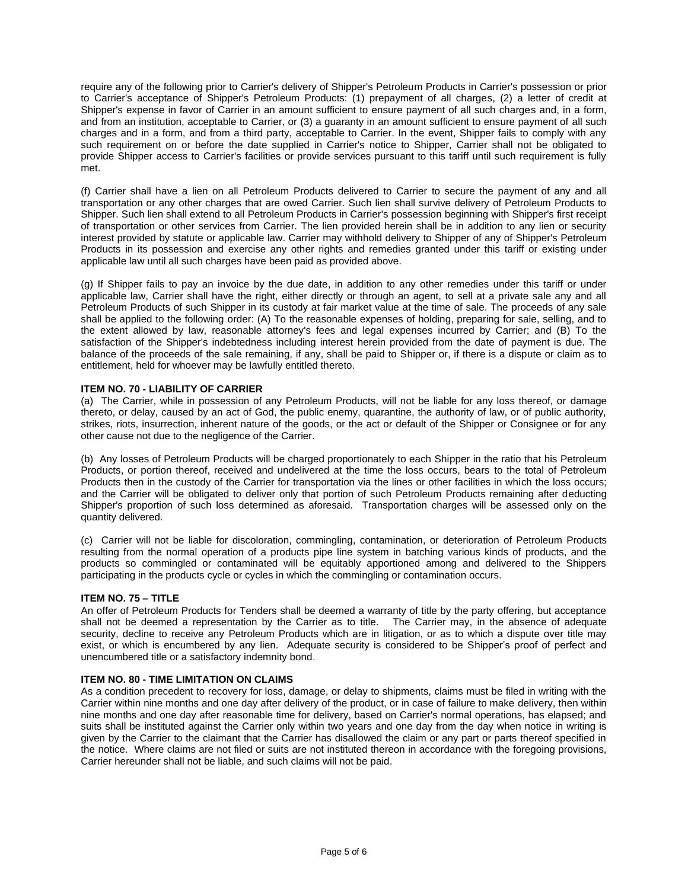require any of the following prior to Carrier's delivery of Shipper's Petroleum Products in Carrier's possession or prior to Carrier's acceptance of Shipper's Petroleum Products: (1) prepayment of all charges, (2) a letter of credit at Shipper's expense in favor of Carrier in an amount sufficient to ensure payment of all such charges and, in a form, and from an institution, acceptable to Carrier, or (3) a guaranty in an amount sufficient to ensure payment of all such charges and in a form, and from a third party, acceptable to Carrier. In the event, Shipper fails to comply with any such requirement on or before the date supplied in Carrier's notice to Shipper, Carrier shall not be obligated to provide Shipper access to Carrier's facilities or provide services pursuant to this tariff until such requirement is fully met.

(f) Carrier shall have a lien on all Petroleum Products delivered to Carrier to secure the payment of any and all transportation or any other charges that are owed Carrier. Such lien shall survive delivery of Petroleum Products to Shipper. Such lien shall extend to all Petroleum Products in Carrier's possession beginning with Shipper's first receipt of transportation or other services from Carrier. The lien provided herein shall be in addition to any lien or security interest provided by statute or applicable law. Carrier may withhold delivery to Shipper of any of Shipper's Petroleum Products in its possession and exercise any other rights and remedies granted under this tariff or existing under applicable law until all such charges have been paid as provided above.

(g) If Shipper fails to pay an invoice by the due date, in addition to any other remedies under this tariff or under applicable law, Carrier shall have the right, either directly or through an agent, to sell at a private sale any and all Petroleum Products of such Shipper in its custody at fair market value at the time of sale. The proceeds of any sale shall be applied to the following order: (A) To the reasonable expenses of holding, preparing for sale, selling, and to the extent allowed by law, reasonable attorney's fees and legal expenses incurred by Carrier; and (B) To the satisfaction of the Shipper's indebtedness including interest herein provided from the date of payment is due. The balance of the proceeds of the sale remaining, if any, shall be paid to Shipper or, if there is a dispute or claim as to entitlement, held for whoever may be lawfully entitled thereto.

**ITEM NO. 70 - LIABILITY OF CARRIER**

(a) The Carrier, while in possession of any Petroleum Products, will not be liable for any loss thereof, or damage thereto, or delay, caused by an act of God, the public enemy, quarantine, the authority of law, or of public authority, strikes, riots, insurrection, inherent nature of the goods, or the act or default of the Shipper or Consignee or for any other cause not due to the negligence of the Carrier.

(b) Any losses of Petroleum Products will be charged proportionately to each Shipper in the ratio that his Petroleum Products, or portion thereof, received and undelivered at the time the loss occurs, bears to the total of Petroleum Products then in the custody of the Carrier for transportation via the lines or other facilities in which the loss occurs; and the Carrier will be obligated to deliver only that portion of such Petroleum Products remaining after deducting Shipper's proportion of such loss determined as aforesaid. Transportation charges will be assessed only on the quantity delivered.

(c) Carrier will not be liable for discoloration, commingling, contamination, or deterioration of Petroleum Products resulting from the normal operation of a products pipe line system in batching various kinds of products, and the products so commingled or contaminated will be equitably apportioned among and delivered to the Shippers participating in the products cycle or cycles in which the commingling or contamination occurs.

**ITEM NO. 75 – TITLE**

An offer of Petroleum Products for Tenders shall be deemed a warranty of title by the party offering, but acceptance shall not be deemed a representation by the Carrier as to title. The Carrier may, in the absence of adequate security, decline to receive any Petroleum Products which are in litigation, or as to which a dispute over title may exist, or which is encumbered by any lien. Adequate security is considered to be Shipper's proof of perfect and unencumbered title or a satisfactory indemnity bond.

**ITEM NO. 80 - TIME LIMITATION ON CLAIMS**

As a condition precedent to recovery for loss, damage, or delay to shipments, claims must be filed in writing with the Carrier within nine months and one day after delivery of the product, or in case of failure to make delivery, then within nine months and one day after reasonable time for delivery, based on Carrier's normal operations, has elapsed; and suits shall be instituted against the Carrier only within two years and one day from the day when notice in writing is given by the Carrier to the claimant that the Carrier has disallowed the claim or any part or parts thereof specified in the notice. Where claims are not filed or suits are not instituted thereon in accordance with the foregoing provisions, Carrier hereunder shall not be liable, and such claims will not be paid.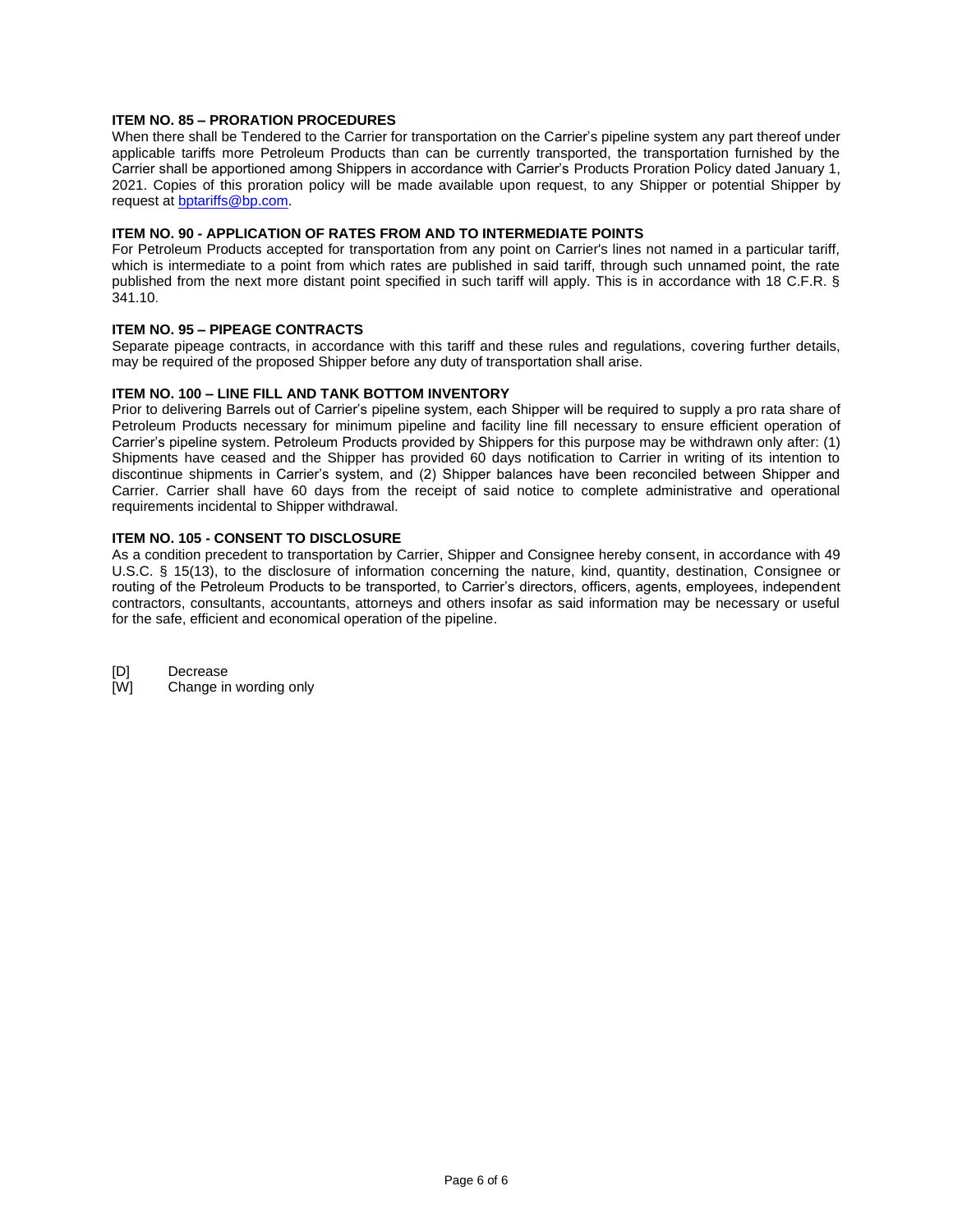### ITEM NO. 85 – PRORATION PROCEDURES

When there shall be Tendered to the Carrier for transportation on the Carrier's pipeline system any part thereof under applicable tariffs more Petroleum Products than can be currently transported, the transportation furnished by the Carrier shall be apportioned among Shippers in accordance with Carrier's Products Proration Policy dated January 1, 2021. Copies of this proration policy will be made available upon request, to any Shipper or potential Shipper by request at bptariffs@bp.com.

### ITEM NO. 90 - APPLICATION OF RATES FROM AND TO INTERMEDIATE POINTS

For Petroleum Products accepted for transportation from any point on Carrier's lines not named in a particular tariff, which is intermediate to a point from which rates are published in said tariff, through such unnamed point, the rate published from the next more distant point specified in such tariff will apply. This is in accordance with 18 C.F.R. § 341.10.

### ITEM NO. 95 – PIPEAGE CONTRACTS

Separate pipeage contracts, in accordance with this tariff and these rules and regulations, covering further details, may be required of the proposed Shipper before any duty of transportation shall arise.

### ITEM NO. 100 – LINE FILL AND TANK BOTTOM INVENTORY

Prior to delivering Barrels out of Carrier's pipeline system, each Shipper will be required to supply a pro rata share of Petroleum Products necessary for minimum pipeline and facility line fill necessary to ensure efficient operation of Carrier's pipeline system. Petroleum Products provided by Shippers for this purpose may be withdrawn only after: (1) Shipments have ceased and the Shipper has provided 60 days notification to Carrier in writing of its intention to discontinue shipments in Carrier's system, and (2) Shipper balances have been reconciled between Shipper and Carrier. Carrier shall have 60 days from the receipt of said notice to complete administrative and operational requirements incidental to Shipper withdrawal.

### ITEM NO. 105 - CONSENT TO DISCLOSURE

As a condition precedent to transportation by Carrier, Shipper and Consignee hereby consent, in accordance with 49 U.S.C. § 15(13), to the disclosure of information concerning the nature, kind, quantity, destination, Consignee or routing of the Petroleum Products to be transported, to Carrier's directors, officers, agents, employees, independent contractors, consultants, accountants, attorneys and others insofar as said information may be necessary or useful for the safe, efficient and economical operation of the pipeline.

[D] Decrease
[W] Change in wording only